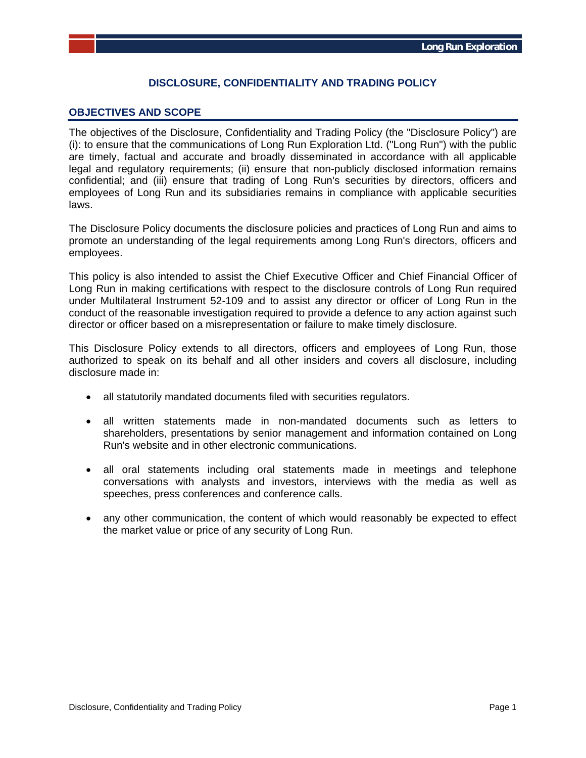# DISCLOSURE, CONFIDENTIALITY AND TRADING POLICY

## OBJECTIVES AND SCOPE

The objectives of the Disclosure, Confidentiality and Trading Policy (the "Disclosure Policy") are (i): to ensure that the communications of Long Run Exploration Ltd. ("Long Run") with the public are timely, factual and accurate and broadly disseminated in accordance with all applicable legal and regulatory requirements; (ii) ensure that non-publicly disclosed information remains confidential; and (iii) ensure that trading of Long Run's securities by directors, officers and employees of Long Run and its subsidiaries remains in compliance with applicable securities laws.

The Disclosure Policy documents the disclosure policies and practices of Long Run and aims to promote an understanding of the legal requirements among Long Run's directors, officers and employees.

This policy is also intended to assist the Chief Executive Officer and Chief Financial Officer of Long Run in making certifications with respect to the disclosure controls of Long Run required under Multilateral Instrument 52-109 and to assist any director or officer of Long Run in the conduct of the reasonable investigation required to provide a defence to any action against such director or officer based on a misrepresentation or failure to make timely disclosure.

This Disclosure Policy extends to all directors, officers and employees of Long Run, those authorized to speak on its behalf and all other insiders and covers all disclosure, including disclosure made in:

- all statutorily mandated documents filed with securities regulators.
- all written statements made in non-mandated documents such as letters to shareholders, presentations by senior management and information contained on Long Run's website and in other electronic communications.
- all oral statements including oral statements made in meetings and telephone conversations with analysts and investors, interviews with the media as well as speeches, press conferences and conference calls.
- any other communication, the content of which would reasonably be expected to effect the market value or price of any security of Long Run.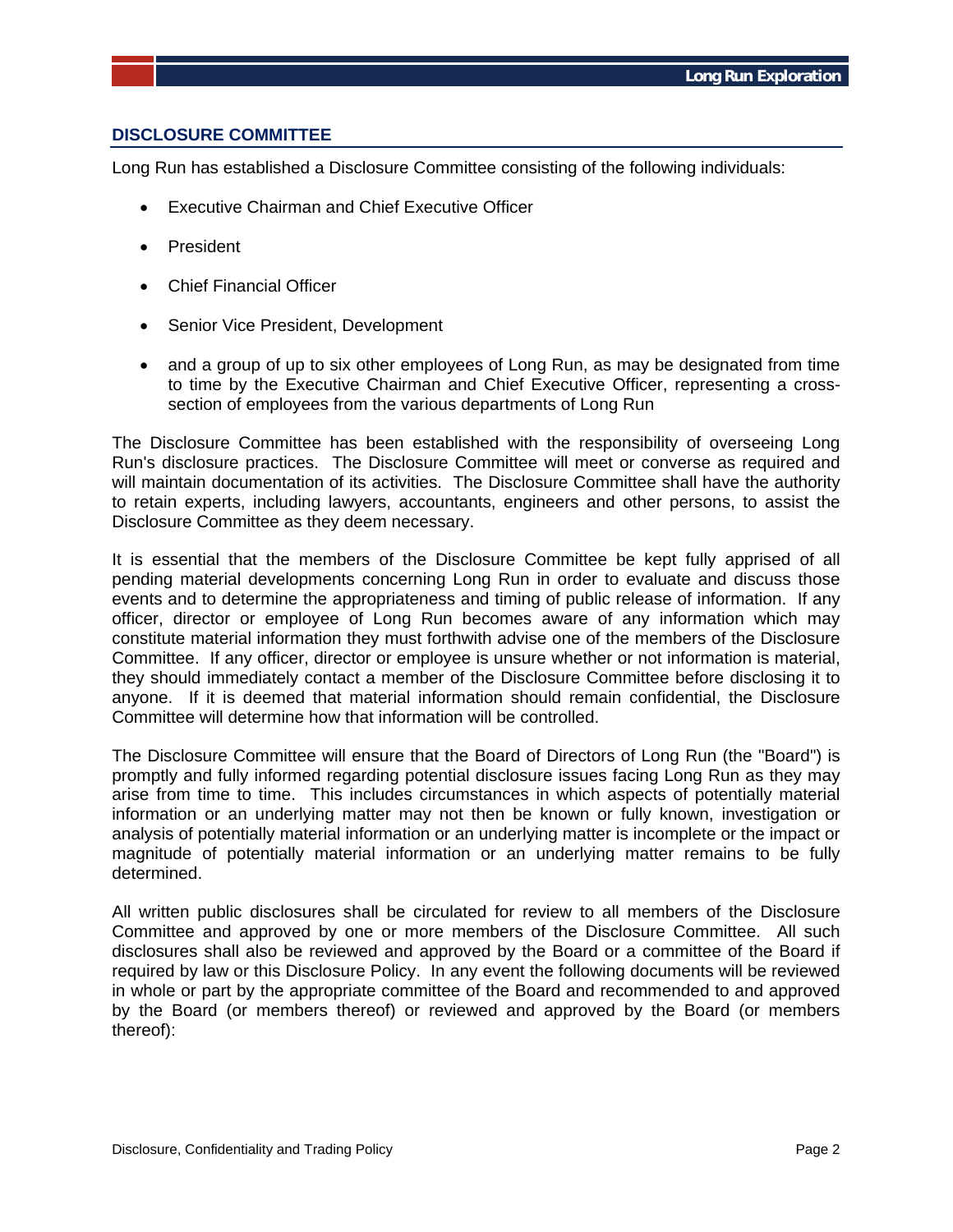## DISCLOSURE COMMITTEE

Long Run has established a Disclosure Committee consisting of the following individuals:

- Executive Chairman and Chief Executive Officer
- President
- Chief Financial Officer
- Senior Vice President, Development
- and a group of up to six other employees of Long Run, as may be designated from time to time by the Executive Chairman and Chief Executive Officer, representing a cross-section of employees from the various departments of Long Run

The Disclosure Committee has been established with the responsibility of overseeing Long Run's disclosure practices. The Disclosure Committee will meet or converse as required and will maintain documentation of its activities. The Disclosure Committee shall have the authority to retain experts, including lawyers, accountants, engineers and other persons, to assist the Disclosure Committee as they deem necessary.

It is essential that the members of the Disclosure Committee be kept fully apprised of all pending material developments concerning Long Run in order to evaluate and discuss those events and to determine the appropriateness and timing of public release of information. If any officer, director or employee of Long Run becomes aware of any information which may constitute material information they must forthwith advise one of the members of the Disclosure Committee. If any officer, director or employee is unsure whether or not information is material, they should immediately contact a member of the Disclosure Committee before disclosing it to anyone. If it is deemed that material information should remain confidential, the Disclosure Committee will determine how that information will be controlled.

The Disclosure Committee will ensure that the Board of Directors of Long Run (the "Board") is promptly and fully informed regarding potential disclosure issues facing Long Run as they may arise from time to time. This includes circumstances in which aspects of potentially material information or an underlying matter may not then be known or fully known, investigation or analysis of potentially material information or an underlying matter is incomplete or the impact or magnitude of potentially material information or an underlying matter remains to be fully determined.

All written public disclosures shall be circulated for review to all members of the Disclosure Committee and approved by one or more members of the Disclosure Committee. All such disclosures shall also be reviewed and approved by the Board or a committee of the Board if required by law or this Disclosure Policy. In any event the following documents will be reviewed in whole or part by the appropriate committee of the Board and recommended to and approved by the Board (or members thereof) or reviewed and approved by the Board (or members thereof):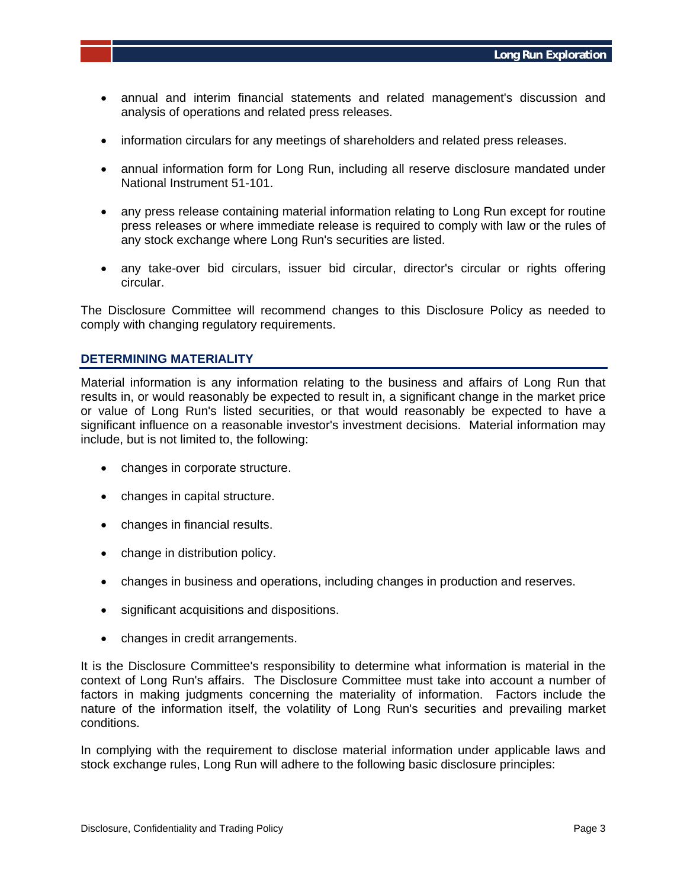- annual and interim financial statements and related management's discussion and analysis of operations and related press releases.

- information circulars for any meetings of shareholders and related press releases.

- annual information form for Long Run, including all reserve disclosure mandated under National Instrument 51-101.

- any press release containing material information relating to Long Run except for routine press releases or where immediate release is required to comply with law or the rules of any stock exchange where Long Run's securities are listed.

- any take-over bid circulars, issuer bid circular, director's circular or rights offering circular.

The Disclosure Committee will recommend changes to this Disclosure Policy as needed to comply with changing regulatory requirements.

## DETERMINING MATERIALITY

Material information is any information relating to the business and affairs of Long Run that results in, or would reasonably be expected to result in, a significant change in the market price or value of Long Run's listed securities, or that would reasonably be expected to have a significant influence on a reasonable investor's investment decisions. Material information may include, but is not limited to, the following:

- changes in corporate structure.

- changes in capital structure.

- changes in financial results.

- change in distribution policy.

- changes in business and operations, including changes in production and reserves.

- significant acquisitions and dispositions.

- changes in credit arrangements.

It is the Disclosure Committee's responsibility to determine what information is material in the context of Long Run's affairs. The Disclosure Committee must take into account a number of factors in making judgments concerning the materiality of information. Factors include the nature of the information itself, the volatility of Long Run's securities and prevailing market conditions.

In complying with the requirement to disclose material information under applicable laws and stock exchange rules, Long Run will adhere to the following basic disclosure principles: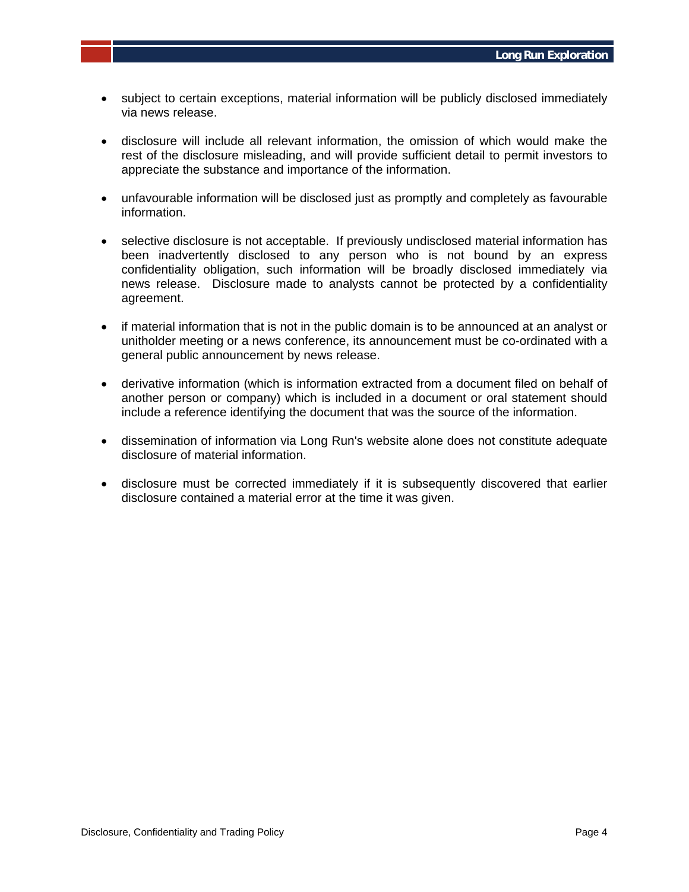- subject to certain exceptions, material information will be publicly disclosed immediately via news release.

- disclosure will include all relevant information, the omission of which would make the rest of the disclosure misleading, and will provide sufficient detail to permit investors to appreciate the substance and importance of the information.

- unfavourable information will be disclosed just as promptly and completely as favourable information.

- selective disclosure is not acceptable. If previously undisclosed material information has been inadvertently disclosed to any person who is not bound by an express confidentiality obligation, such information will be broadly disclosed immediately via news release. Disclosure made to analysts cannot be protected by a confidentiality agreement.

- if material information that is not in the public domain is to be announced at an analyst or unitholder meeting or a news conference, its announcement must be co-ordinated with a general public announcement by news release.

- derivative information (which is information extracted from a document filed on behalf of another person or company) which is included in a document or oral statement should include a reference identifying the document that was the source of the information.

- dissemination of information via Long Run's website alone does not constitute adequate disclosure of material information.

- disclosure must be corrected immediately if it is subsequently discovered that earlier disclosure contained a material error at the time it was given.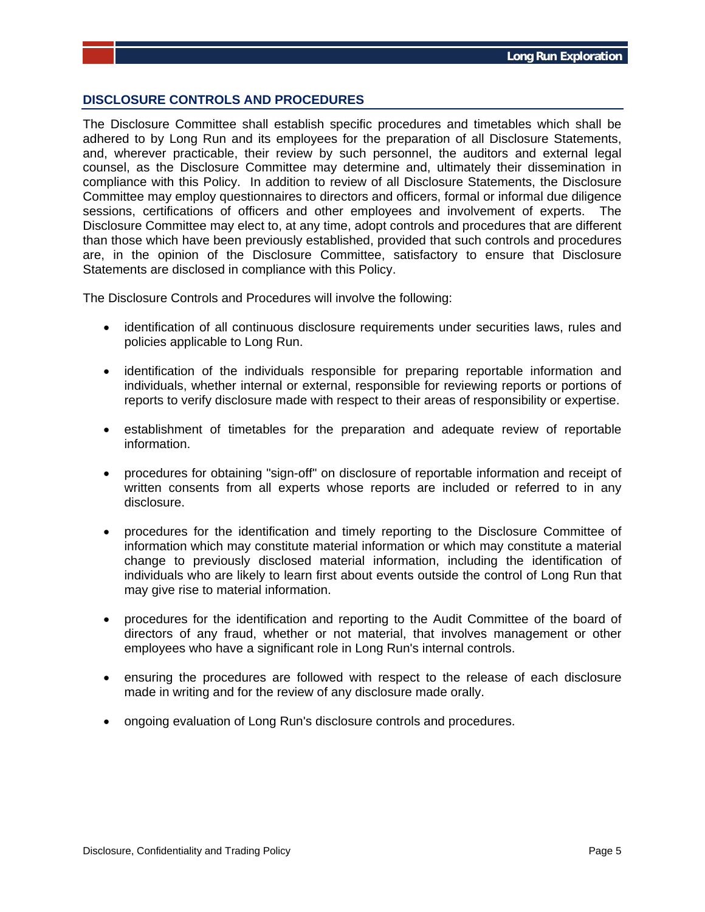## DISCLOSURE CONTROLS AND PROCEDURES

The Disclosure Committee shall establish specific procedures and timetables which shall be adhered to by Long Run and its employees for the preparation of all Disclosure Statements, and, wherever practicable, their review by such personnel, the auditors and external legal counsel, as the Disclosure Committee may determine and, ultimately their dissemination in compliance with this Policy. In addition to review of all Disclosure Statements, the Disclosure Committee may employ questionnaires to directors and officers, formal or informal due diligence sessions, certifications of officers and other employees and involvement of experts. The Disclosure Committee may elect to, at any time, adopt controls and procedures that are different than those which have been previously established, provided that such controls and procedures are, in the opinion of the Disclosure Committee, satisfactory to ensure that Disclosure Statements are disclosed in compliance with this Policy.

The Disclosure Controls and Procedures will involve the following:

- identification of all continuous disclosure requirements under securities laws, rules and policies applicable to Long Run.
- identification of the individuals responsible for preparing reportable information and individuals, whether internal or external, responsible for reviewing reports or portions of reports to verify disclosure made with respect to their areas of responsibility or expertise.
- establishment of timetables for the preparation and adequate review of reportable information.
- procedures for obtaining "sign-off" on disclosure of reportable information and receipt of written consents from all experts whose reports are included or referred to in any disclosure.
- procedures for the identification and timely reporting to the Disclosure Committee of information which may constitute material information or which may constitute a material change to previously disclosed material information, including the identification of individuals who are likely to learn first about events outside the control of Long Run that may give rise to material information.
- procedures for the identification and reporting to the Audit Committee of the board of directors of any fraud, whether or not material, that involves management or other employees who have a significant role in Long Run's internal controls.
- ensuring the procedures are followed with respect to the release of each disclosure made in writing and for the review of any disclosure made orally.
- ongoing evaluation of Long Run's disclosure controls and procedures.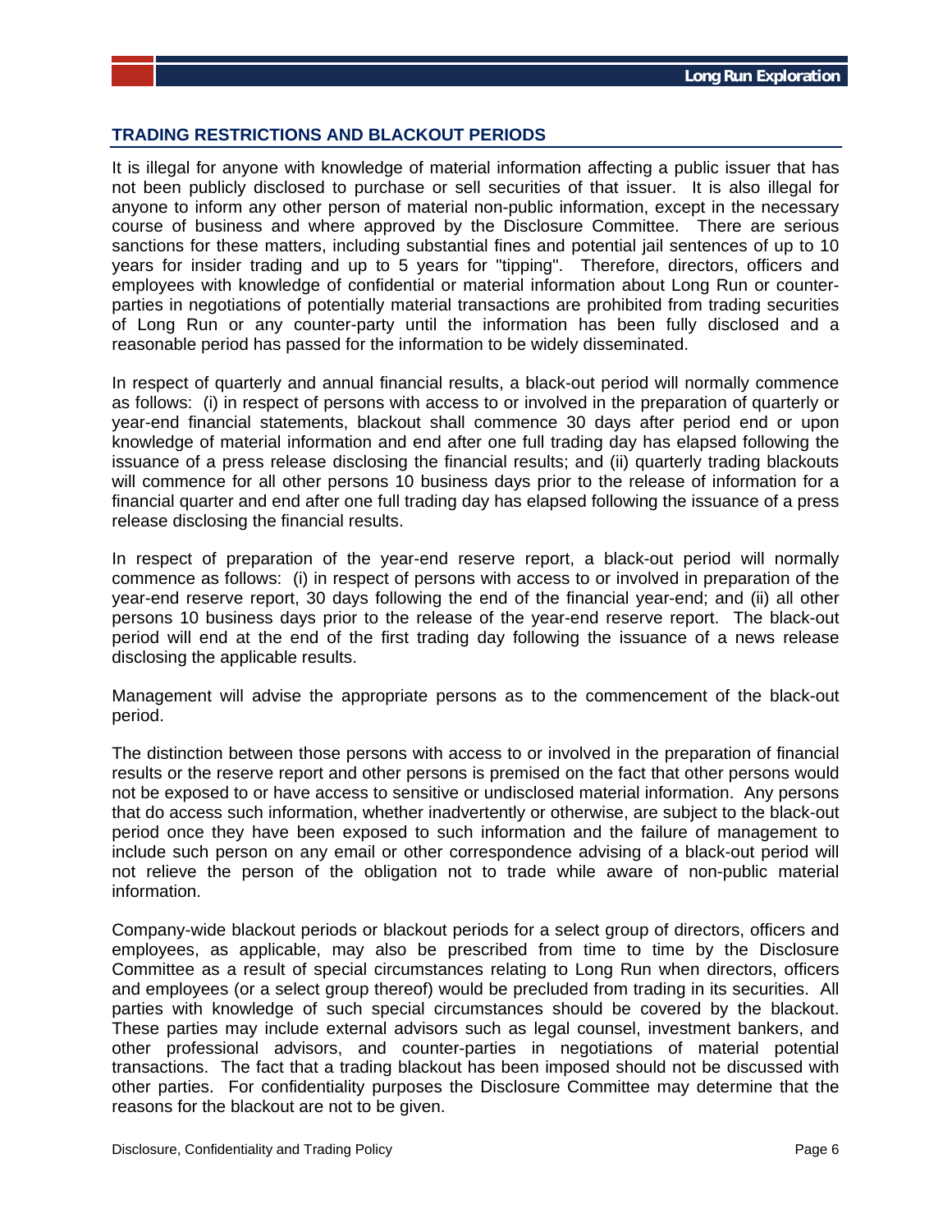## TRADING RESTRICTIONS AND BLACKOUT PERIODS

It is illegal for anyone with knowledge of material information affecting a public issuer that has not been publicly disclosed to purchase or sell securities of that issuer. It is also illegal for anyone to inform any other person of material non-public information, except in the necessary course of business and where approved by the Disclosure Committee. There are serious sanctions for these matters, including substantial fines and potential jail sentences of up to 10 years for insider trading and up to 5 years for "tipping". Therefore, directors, officers and employees with knowledge of confidential or material information about Long Run or counter-parties in negotiations of potentially material transactions are prohibited from trading securities of Long Run or any counter-party until the information has been fully disclosed and a reasonable period has passed for the information to be widely disseminated.

In respect of quarterly and annual financial results, a black-out period will normally commence as follows: (i) in respect of persons with access to or involved in the preparation of quarterly or year-end financial statements, blackout shall commence 30 days after period end or upon knowledge of material information and end after one full trading day has elapsed following the issuance of a press release disclosing the financial results; and (ii) quarterly trading blackouts will commence for all other persons 10 business days prior to the release of information for a financial quarter and end after one full trading day has elapsed following the issuance of a press release disclosing the financial results.

In respect of preparation of the year-end reserve report, a black-out period will normally commence as follows: (i) in respect of persons with access to or involved in preparation of the year-end reserve report, 30 days following the end of the financial year-end; and (ii) all other persons 10 business days prior to the release of the year-end reserve report. The black-out period will end at the end of the first trading day following the issuance of a news release disclosing the applicable results.

Management will advise the appropriate persons as to the commencement of the black-out period.

The distinction between those persons with access to or involved in the preparation of financial results or the reserve report and other persons is premised on the fact that other persons would not be exposed to or have access to sensitive or undisclosed material information. Any persons that do access such information, whether inadvertently or otherwise, are subject to the black-out period once they have been exposed to such information and the failure of management to include such person on any email or other correspondence advising of a black-out period will not relieve the person of the obligation not to trade while aware of non-public material information.

Company-wide blackout periods or blackout periods for a select group of directors, officers and employees, as applicable, may also be prescribed from time to time by the Disclosure Committee as a result of special circumstances relating to Long Run when directors, officers and employees (or a select group thereof) would be precluded from trading in its securities. All parties with knowledge of such special circumstances should be covered by the blackout. These parties may include external advisors such as legal counsel, investment bankers, and other professional advisors, and counter-parties in negotiations of material potential transactions. The fact that a trading blackout has been imposed should not be discussed with other parties. For confidentiality purposes the Disclosure Committee may determine that the reasons for the blackout are not to be given.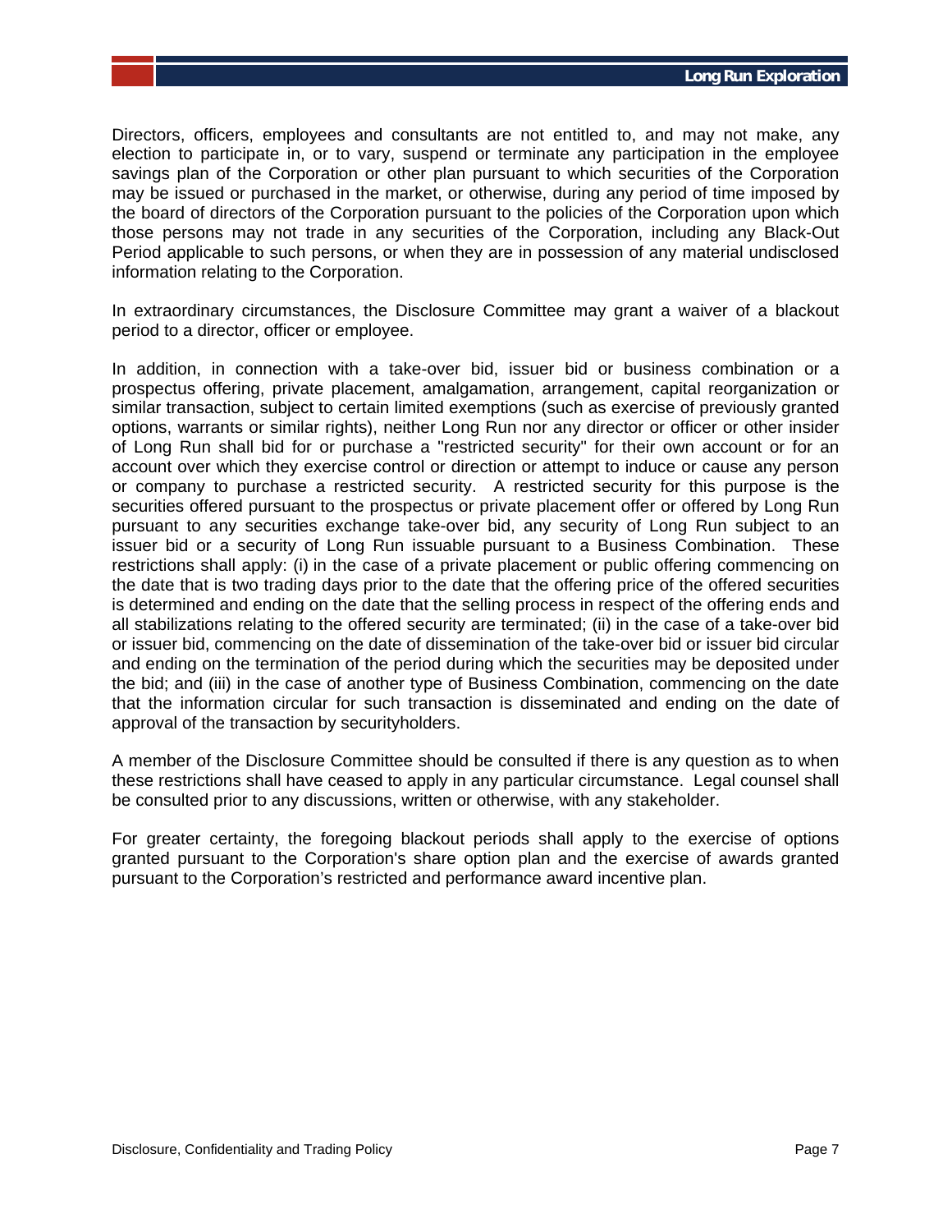Directors, officers, employees and consultants are not entitled to, and may not make, any election to participate in, or to vary, suspend or terminate any participation in the employee savings plan of the Corporation or other plan pursuant to which securities of the Corporation may be issued or purchased in the market, or otherwise, during any period of time imposed by the board of directors of the Corporation pursuant to the policies of the Corporation upon which those persons may not trade in any securities of the Corporation, including any Black-Out Period applicable to such persons, or when they are in possession of any material undisclosed information relating to the Corporation.

In extraordinary circumstances, the Disclosure Committee may grant a waiver of a blackout period to a director, officer or employee.

In addition, in connection with a take-over bid, issuer bid or business combination or a prospectus offering, private placement, amalgamation, arrangement, capital reorganization or similar transaction, subject to certain limited exemptions (such as exercise of previously granted options, warrants or similar rights), neither Long Run nor any director or officer or other insider of Long Run shall bid for or purchase a "restricted security" for their own account or for an account over which they exercise control or direction or attempt to induce or cause any person or company to purchase a restricted security. A restricted security for this purpose is the securities offered pursuant to the prospectus or private placement offer or offered by Long Run pursuant to any securities exchange take-over bid, any security of Long Run subject to an issuer bid or a security of Long Run issuable pursuant to a Business Combination. These restrictions shall apply: (i) in the case of a private placement or public offering commencing on the date that is two trading days prior to the date that the offering price of the offered securities is determined and ending on the date that the selling process in respect of the offering ends and all stabilizations relating to the offered security are terminated; (ii) in the case of a take-over bid or issuer bid, commencing on the date of dissemination of the take-over bid or issuer bid circular and ending on the termination of the period during which the securities may be deposited under the bid; and (iii) in the case of another type of Business Combination, commencing on the date that the information circular for such transaction is disseminated and ending on the date of approval of the transaction by securityholders.

A member of the Disclosure Committee should be consulted if there is any question as to when these restrictions shall have ceased to apply in any particular circumstance. Legal counsel shall be consulted prior to any discussions, written or otherwise, with any stakeholder.

For greater certainty, the foregoing blackout periods shall apply to the exercise of options granted pursuant to the Corporation's share option plan and the exercise of awards granted pursuant to the Corporation's restricted and performance award incentive plan.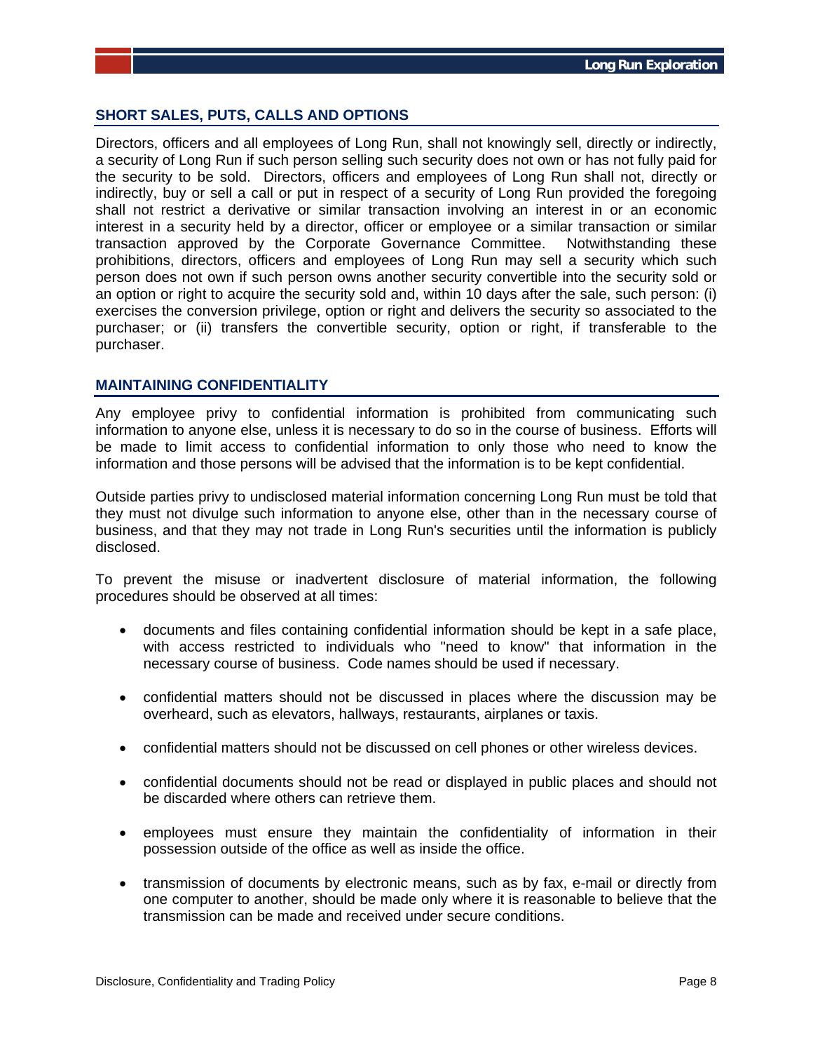## SHORT SALES, PUTS, CALLS AND OPTIONS

Directors, officers and all employees of Long Run, shall not knowingly sell, directly or indirectly, a security of Long Run if such person selling such security does not own or has not fully paid for the security to be sold. Directors, officers and employees of Long Run shall not, directly or indirectly, buy or sell a call or put in respect of a security of Long Run provided the foregoing shall not restrict a derivative or similar transaction involving an interest in or an economic interest in a security held by a director, officer or employee or a similar transaction or similar transaction approved by the Corporate Governance Committee. Notwithstanding these prohibitions, directors, officers and employees of Long Run may sell a security which such person does not own if such person owns another security convertible into the security sold or an option or right to acquire the security sold and, within 10 days after the sale, such person: (i) exercises the conversion privilege, option or right and delivers the security so associated to the purchaser; or (ii) transfers the convertible security, option or right, if transferable to the purchaser.

## MAINTAINING CONFIDENTIALITY

Any employee privy to confidential information is prohibited from communicating such information to anyone else, unless it is necessary to do so in the course of business. Efforts will be made to limit access to confidential information to only those who need to know the information and those persons will be advised that the information is to be kept confidential.

Outside parties privy to undisclosed material information concerning Long Run must be told that they must not divulge such information to anyone else, other than in the necessary course of business, and that they may not trade in Long Run's securities until the information is publicly disclosed.

To prevent the misuse or inadvertent disclosure of material information, the following procedures should be observed at all times:

- documents and files containing confidential information should be kept in a safe place, with access restricted to individuals who "need to know" that information in the necessary course of business. Code names should be used if necessary.
- confidential matters should not be discussed in places where the discussion may be overheard, such as elevators, hallways, restaurants, airplanes or taxis.
- confidential matters should not be discussed on cell phones or other wireless devices.
- confidential documents should not be read or displayed in public places and should not be discarded where others can retrieve them.
- employees must ensure they maintain the confidentiality of information in their possession outside of the office as well as inside the office.
- transmission of documents by electronic means, such as by fax, e-mail or directly from one computer to another, should be made only where it is reasonable to believe that the transmission can be made and received under secure conditions.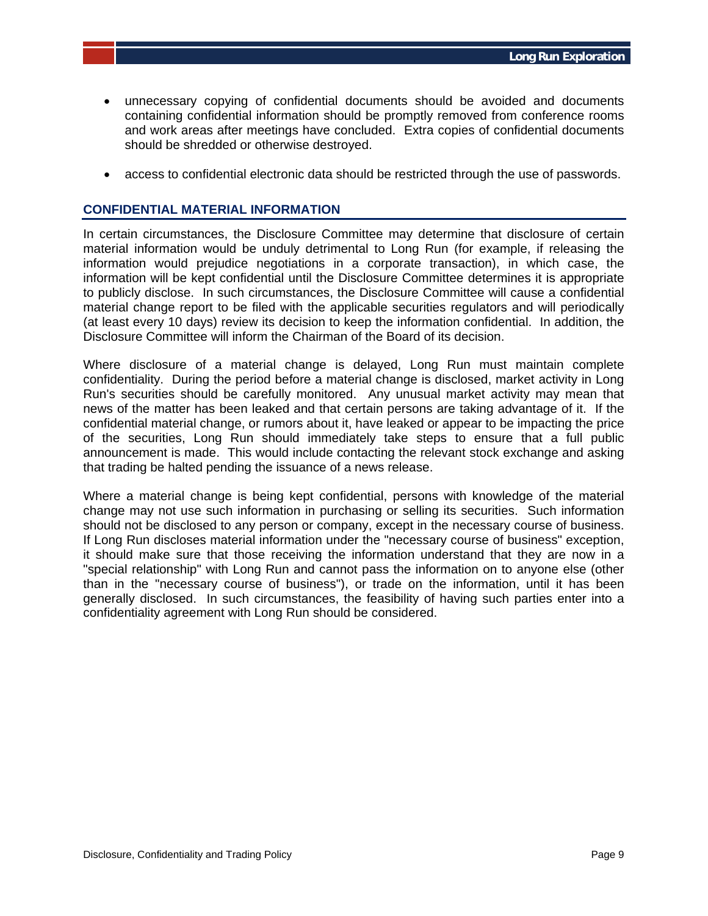- unnecessary copying of confidential documents should be avoided and documents containing confidential information should be promptly removed from conference rooms and work areas after meetings have concluded. Extra copies of confidential documents should be shredded or otherwise destroyed.
- access to confidential electronic data should be restricted through the use of passwords.

## CONFIDENTIAL MATERIAL INFORMATION

In certain circumstances, the Disclosure Committee may determine that disclosure of certain material information would be unduly detrimental to Long Run (for example, if releasing the information would prejudice negotiations in a corporate transaction), in which case, the information will be kept confidential until the Disclosure Committee determines it is appropriate to publicly disclose. In such circumstances, the Disclosure Committee will cause a confidential material change report to be filed with the applicable securities regulators and will periodically (at least every 10 days) review its decision to keep the information confidential. In addition, the Disclosure Committee will inform the Chairman of the Board of its decision.

Where disclosure of a material change is delayed, Long Run must maintain complete confidentiality. During the period before a material change is disclosed, market activity in Long Run's securities should be carefully monitored. Any unusual market activity may mean that news of the matter has been leaked and that certain persons are taking advantage of it. If the confidential material change, or rumors about it, have leaked or appear to be impacting the price of the securities, Long Run should immediately take steps to ensure that a full public announcement is made. This would include contacting the relevant stock exchange and asking that trading be halted pending the issuance of a news release.

Where a material change is being kept confidential, persons with knowledge of the material change may not use such information in purchasing or selling its securities. Such information should not be disclosed to any person or company, except in the necessary course of business. If Long Run discloses material information under the "necessary course of business" exception, it should make sure that those receiving the information understand that they are now in a "special relationship" with Long Run and cannot pass the information on to anyone else (other than in the "necessary course of business"), or trade on the information, until it has been generally disclosed. In such circumstances, the feasibility of having such parties enter into a confidentiality agreement with Long Run should be considered.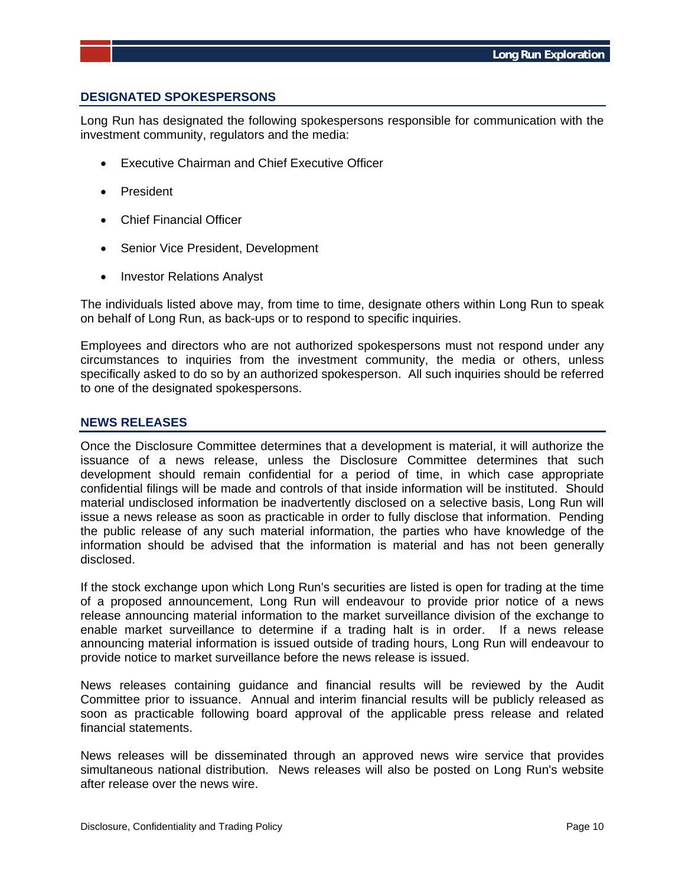## DESIGNATED SPOKESPERSONS

Long Run has designated the following spokespersons responsible for communication with the investment community, regulators and the media:

- Executive Chairman and Chief Executive Officer
- President
- Chief Financial Officer
- Senior Vice President, Development
- Investor Relations Analyst

The individuals listed above may, from time to time, designate others within Long Run to speak on behalf of Long Run, as back-ups or to respond to specific inquiries.

Employees and directors who are not authorized spokespersons must not respond under any circumstances to inquiries from the investment community, the media or others, unless specifically asked to do so by an authorized spokesperson. All such inquiries should be referred to one of the designated spokespersons.

## NEWS RELEASES

Once the Disclosure Committee determines that a development is material, it will authorize the issuance of a news release, unless the Disclosure Committee determines that such development should remain confidential for a period of time, in which case appropriate confidential filings will be made and controls of that inside information will be instituted. Should material undisclosed information be inadvertently disclosed on a selective basis, Long Run will issue a news release as soon as practicable in order to fully disclose that information. Pending the public release of any such material information, the parties who have knowledge of the information should be advised that the information is material and has not been generally disclosed.

If the stock exchange upon which Long Run's securities are listed is open for trading at the time of a proposed announcement, Long Run will endeavour to provide prior notice of a news release announcing material information to the market surveillance division of the exchange to enable market surveillance to determine if a trading halt is in order. If a news release announcing material information is issued outside of trading hours, Long Run will endeavour to provide notice to market surveillance before the news release is issued.

News releases containing guidance and financial results will be reviewed by the Audit Committee prior to issuance. Annual and interim financial results will be publicly released as soon as practicable following board approval of the applicable press release and related financial statements.

News releases will be disseminated through an approved news wire service that provides simultaneous national distribution. News releases will also be posted on Long Run's website after release over the news wire.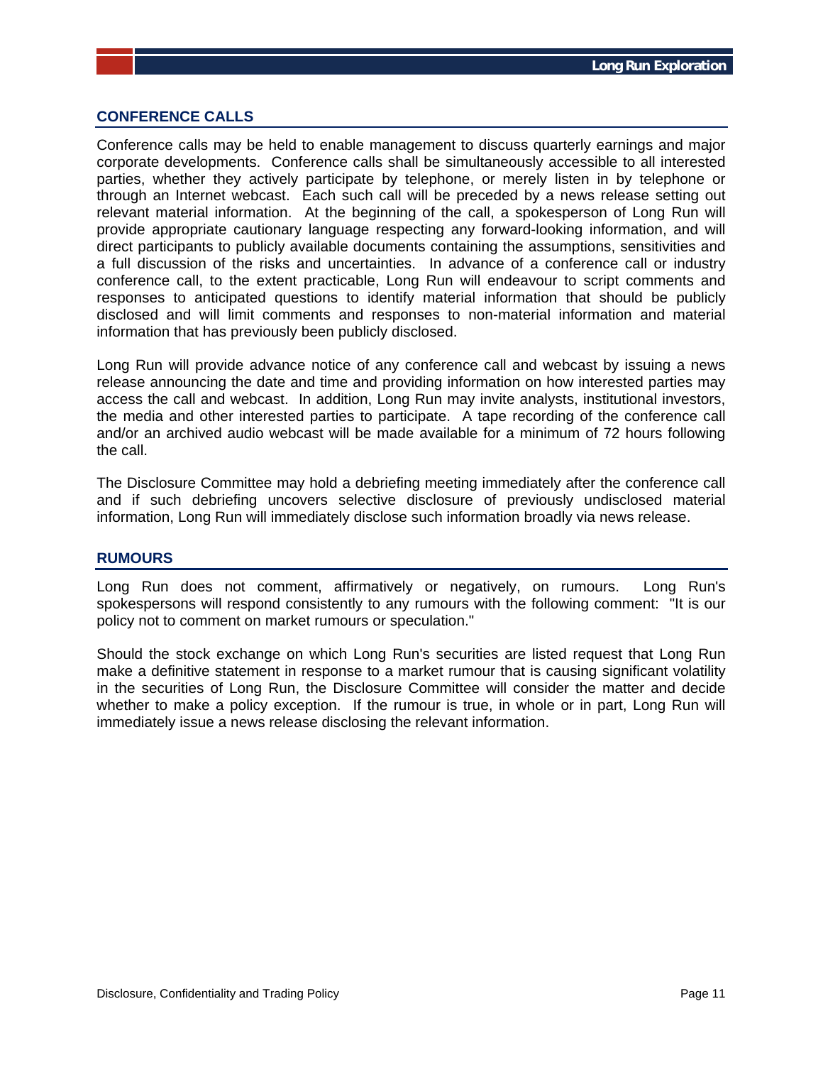## CONFERENCE CALLS

Conference calls may be held to enable management to discuss quarterly earnings and major corporate developments. Conference calls shall be simultaneously accessible to all interested parties, whether they actively participate by telephone, or merely listen in by telephone or through an Internet webcast. Each such call will be preceded by a news release setting out relevant material information. At the beginning of the call, a spokesperson of Long Run will provide appropriate cautionary language respecting any forward-looking information, and will direct participants to publicly available documents containing the assumptions, sensitivities and a full discussion of the risks and uncertainties. In advance of a conference call or industry conference call, to the extent practicable, Long Run will endeavour to script comments and responses to anticipated questions to identify material information that should be publicly disclosed and will limit comments and responses to non-material information and material information that has previously been publicly disclosed.

Long Run will provide advance notice of any conference call and webcast by issuing a news release announcing the date and time and providing information on how interested parties may access the call and webcast. In addition, Long Run may invite analysts, institutional investors, the media and other interested parties to participate. A tape recording of the conference call and/or an archived audio webcast will be made available for a minimum of 72 hours following the call.

The Disclosure Committee may hold a debriefing meeting immediately after the conference call and if such debriefing uncovers selective disclosure of previously undisclosed material information, Long Run will immediately disclose such information broadly via news release.

## RUMOURS

Long Run does not comment, affirmatively or negatively, on rumours. Long Run's spokespersons will respond consistently to any rumours with the following comment: "It is our policy not to comment on market rumours or speculation."

Should the stock exchange on which Long Run's securities are listed request that Long Run make a definitive statement in response to a market rumour that is causing significant volatility in the securities of Long Run, the Disclosure Committee will consider the matter and decide whether to make a policy exception. If the rumour is true, in whole or in part, Long Run will immediately issue a news release disclosing the relevant information.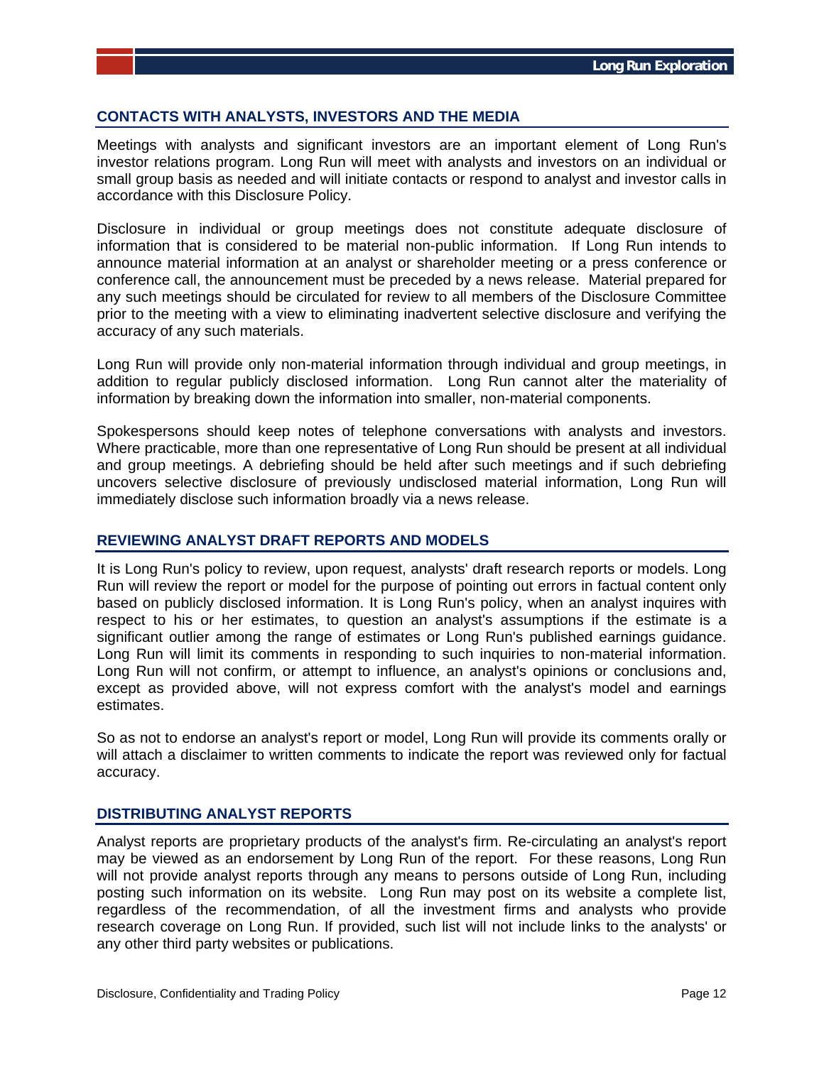## CONTACTS WITH ANALYSTS, INVESTORS AND THE MEDIA

Meetings with analysts and significant investors are an important element of Long Run's investor relations program. Long Run will meet with analysts and investors on an individual or small group basis as needed and will initiate contacts or respond to analyst and investor calls in accordance with this Disclosure Policy.

Disclosure in individual or group meetings does not constitute adequate disclosure of information that is considered to be material non-public information. If Long Run intends to announce material information at an analyst or shareholder meeting or a press conference or conference call, the announcement must be preceded by a news release. Material prepared for any such meetings should be circulated for review to all members of the Disclosure Committee prior to the meeting with a view to eliminating inadvertent selective disclosure and verifying the accuracy of any such materials.

Long Run will provide only non-material information through individual and group meetings, in addition to regular publicly disclosed information. Long Run cannot alter the materiality of information by breaking down the information into smaller, non-material components.

Spokespersons should keep notes of telephone conversations with analysts and investors. Where practicable, more than one representative of Long Run should be present at all individual and group meetings. A debriefing should be held after such meetings and if such debriefing uncovers selective disclosure of previously undisclosed material information, Long Run will immediately disclose such information broadly via a news release.

## REVIEWING ANALYST DRAFT REPORTS AND MODELS

It is Long Run's policy to review, upon request, analysts' draft research reports or models. Long Run will review the report or model for the purpose of pointing out errors in factual content only based on publicly disclosed information. It is Long Run's policy, when an analyst inquires with respect to his or her estimates, to question an analyst's assumptions if the estimate is a significant outlier among the range of estimates or Long Run's published earnings guidance. Long Run will limit its comments in responding to such inquiries to non-material information. Long Run will not confirm, or attempt to influence, an analyst's opinions or conclusions and, except as provided above, will not express comfort with the analyst's model and earnings estimates.

So as not to endorse an analyst's report or model, Long Run will provide its comments orally or will attach a disclaimer to written comments to indicate the report was reviewed only for factual accuracy.

## DISTRIBUTING ANALYST REPORTS

Analyst reports are proprietary products of the analyst's firm. Re-circulating an analyst's report may be viewed as an endorsement by Long Run of the report. For these reasons, Long Run will not provide analyst reports through any means to persons outside of Long Run, including posting such information on its website. Long Run may post on its website a complete list, regardless of the recommendation, of all the investment firms and analysts who provide research coverage on Long Run. If provided, such list will not include links to the analysts' or any other third party websites or publications.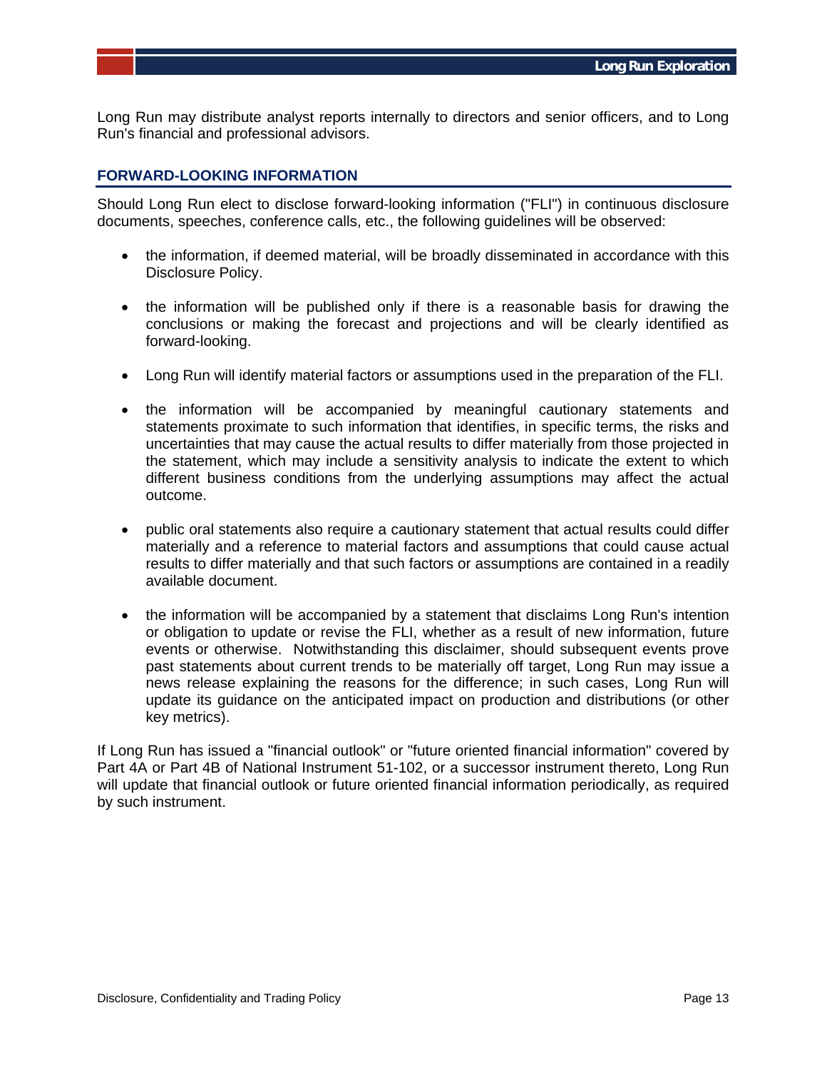Long Run may distribute analyst reports internally to directors and senior officers, and to Long Run's financial and professional advisors.

## FORWARD-LOOKING INFORMATION

Should Long Run elect to disclose forward-looking information ("FLI") in continuous disclosure documents, speeches, conference calls, etc., the following guidelines will be observed:

- the information, if deemed material, will be broadly disseminated in accordance with this Disclosure Policy.
- the information will be published only if there is a reasonable basis for drawing the conclusions or making the forecast and projections and will be clearly identified as forward-looking.
- Long Run will identify material factors or assumptions used in the preparation of the FLI.
- the information will be accompanied by meaningful cautionary statements and statements proximate to such information that identifies, in specific terms, the risks and uncertainties that may cause the actual results to differ materially from those projected in the statement, which may include a sensitivity analysis to indicate the extent to which different business conditions from the underlying assumptions may affect the actual outcome.
- public oral statements also require a cautionary statement that actual results could differ materially and a reference to material factors and assumptions that could cause actual results to differ materially and that such factors or assumptions are contained in a readily available document.
- the information will be accompanied by a statement that disclaims Long Run's intention or obligation to update or revise the FLI, whether as a result of new information, future events or otherwise. Notwithstanding this disclaimer, should subsequent events prove past statements about current trends to be materially off target, Long Run may issue a news release explaining the reasons for the difference; in such cases, Long Run will update its guidance on the anticipated impact on production and distributions (or other key metrics).

If Long Run has issued a "financial outlook" or "future oriented financial information" covered by Part 4A or Part 4B of National Instrument 51-102, or a successor instrument thereto, Long Run will update that financial outlook or future oriented financial information periodically, as required by such instrument.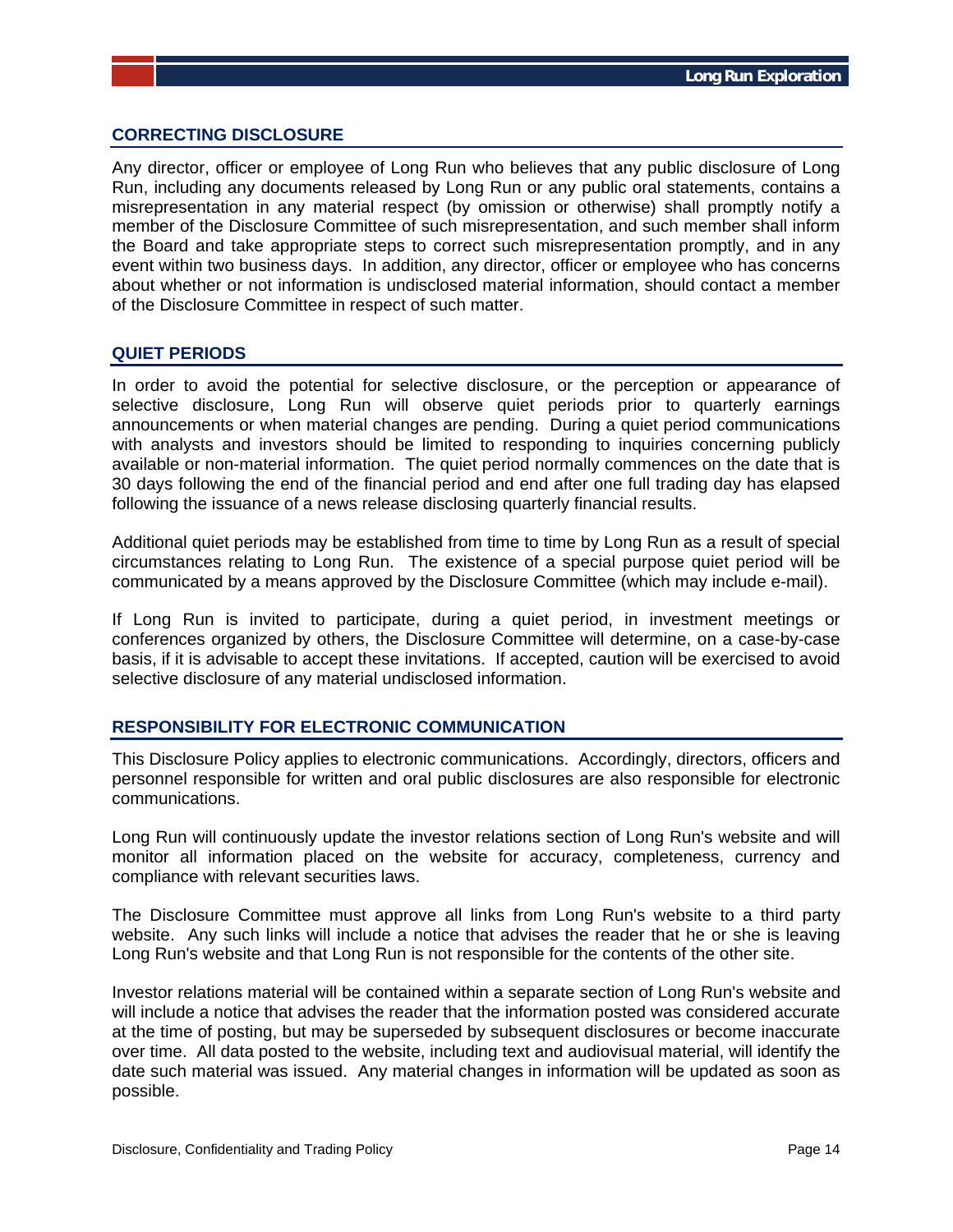## CORRECTING DISCLOSURE

Any director, officer or employee of Long Run who believes that any public disclosure of Long Run, including any documents released by Long Run or any public oral statements, contains a misrepresentation in any material respect (by omission or otherwise) shall promptly notify a member of the Disclosure Committee of such misrepresentation, and such member shall inform the Board and take appropriate steps to correct such misrepresentation promptly, and in any event within two business days. In addition, any director, officer or employee who has concerns about whether or not information is undisclosed material information, should contact a member of the Disclosure Committee in respect of such matter.

## QUIET PERIODS

In order to avoid the potential for selective disclosure, or the perception or appearance of selective disclosure, Long Run will observe quiet periods prior to quarterly earnings announcements or when material changes are pending. During a quiet period communications with analysts and investors should be limited to responding to inquiries concerning publicly available or non-material information. The quiet period normally commences on the date that is 30 days following the end of the financial period and end after one full trading day has elapsed following the issuance of a news release disclosing quarterly financial results.

Additional quiet periods may be established from time to time by Long Run as a result of special circumstances relating to Long Run. The existence of a special purpose quiet period will be communicated by a means approved by the Disclosure Committee (which may include e-mail).

If Long Run is invited to participate, during a quiet period, in investment meetings or conferences organized by others, the Disclosure Committee will determine, on a case-by-case basis, if it is advisable to accept these invitations. If accepted, caution will be exercised to avoid selective disclosure of any material undisclosed information.

## RESPONSIBILITY FOR ELECTRONIC COMMUNICATION

This Disclosure Policy applies to electronic communications. Accordingly, directors, officers and personnel responsible for written and oral public disclosures are also responsible for electronic communications.

Long Run will continuously update the investor relations section of Long Run's website and will monitor all information placed on the website for accuracy, completeness, currency and compliance with relevant securities laws.

The Disclosure Committee must approve all links from Long Run's website to a third party website. Any such links will include a notice that advises the reader that he or she is leaving Long Run's website and that Long Run is not responsible for the contents of the other site.

Investor relations material will be contained within a separate section of Long Run's website and will include a notice that advises the reader that the information posted was considered accurate at the time of posting, but may be superseded by subsequent disclosures or become inaccurate over time. All data posted to the website, including text and audiovisual material, will identify the date such material was issued. Any material changes in information will be updated as soon as possible.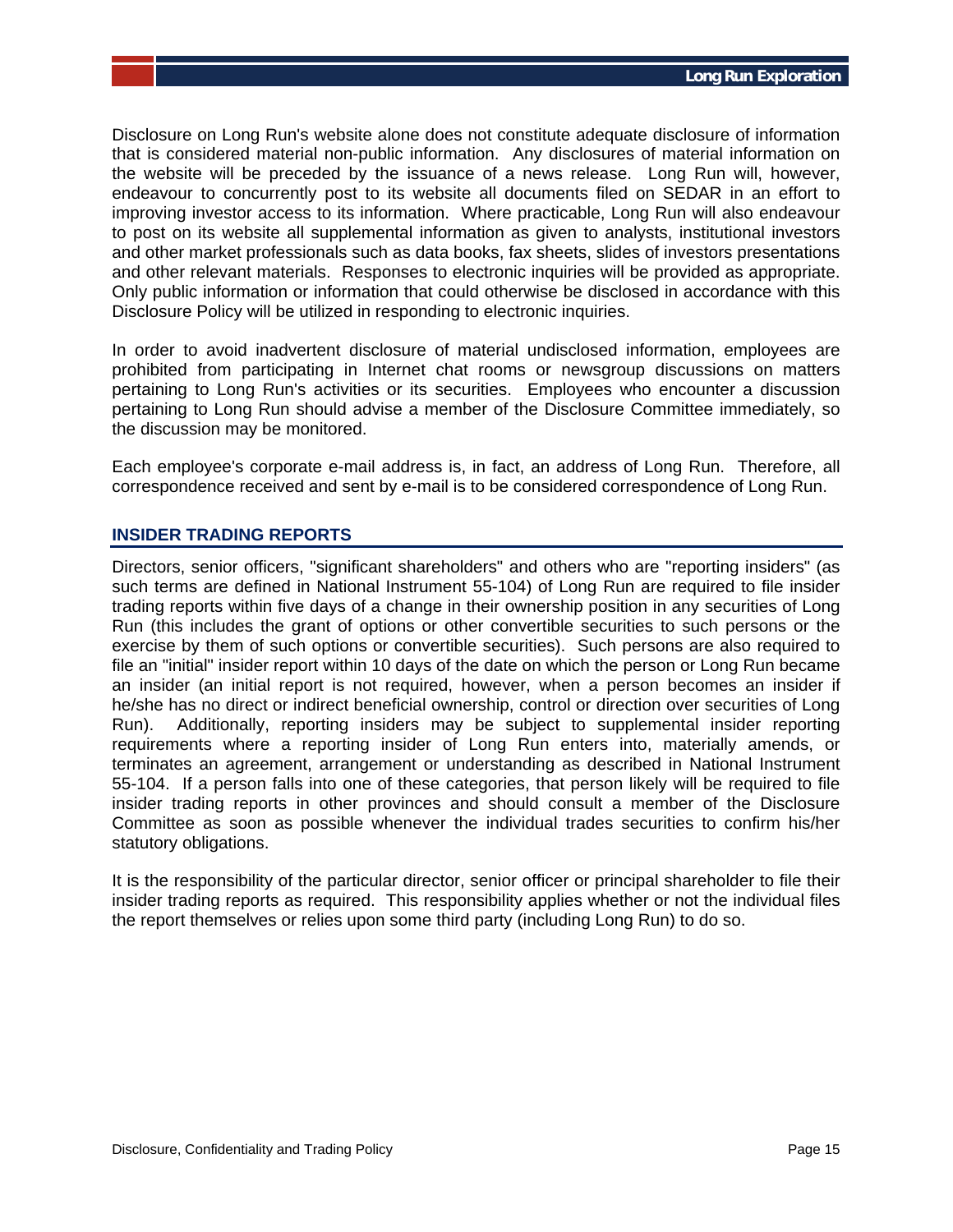Disclosure on Long Run's website alone does not constitute adequate disclosure of information that is considered material non-public information. Any disclosures of material information on the website will be preceded by the issuance of a news release. Long Run will, however, endeavour to concurrently post to its website all documents filed on SEDAR in an effort to improving investor access to its information. Where practicable, Long Run will also endeavour to post on its website all supplemental information as given to analysts, institutional investors and other market professionals such as data books, fax sheets, slides of investors presentations and other relevant materials. Responses to electronic inquiries will be provided as appropriate. Only public information or information that could otherwise be disclosed in accordance with this Disclosure Policy will be utilized in responding to electronic inquiries.

In order to avoid inadvertent disclosure of material undisclosed information, employees are prohibited from participating in Internet chat rooms or newsgroup discussions on matters pertaining to Long Run's activities or its securities. Employees who encounter a discussion pertaining to Long Run should advise a member of the Disclosure Committee immediately, so the discussion may be monitored.

Each employee's corporate e-mail address is, in fact, an address of Long Run. Therefore, all correspondence received and sent by e-mail is to be considered correspondence of Long Run.

## INSIDER TRADING REPORTS

Directors, senior officers, "significant shareholders" and others who are "reporting insiders" (as such terms are defined in National Instrument 55-104) of Long Run are required to file insider trading reports within five days of a change in their ownership position in any securities of Long Run (this includes the grant of options or other convertible securities to such persons or the exercise by them of such options or convertible securities). Such persons are also required to file an "initial" insider report within 10 days of the date on which the person or Long Run became an insider (an initial report is not required, however, when a person becomes an insider if he/she has no direct or indirect beneficial ownership, control or direction over securities of Long Run). Additionally, reporting insiders may be subject to supplemental insider reporting requirements where a reporting insider of Long Run enters into, materially amends, or terminates an agreement, arrangement or understanding as described in National Instrument 55-104. If a person falls into one of these categories, that person likely will be required to file insider trading reports in other provinces and should consult a member of the Disclosure Committee as soon as possible whenever the individual trades securities to confirm his/her statutory obligations.

It is the responsibility of the particular director, senior officer or principal shareholder to file their insider trading reports as required. This responsibility applies whether or not the individual files the report themselves or relies upon some third party (including Long Run) to do so.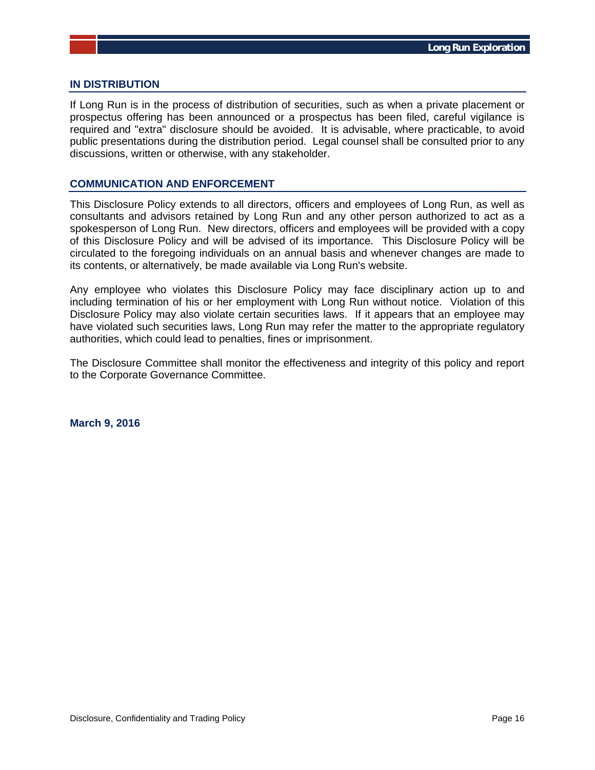## IN DISTRIBUTION

If Long Run is in the process of distribution of securities, such as when a private placement or prospectus offering has been announced or a prospectus has been filed, careful vigilance is required and "extra" disclosure should be avoided. It is advisable, where practicable, to avoid public presentations during the distribution period. Legal counsel shall be consulted prior to any discussions, written or otherwise, with any stakeholder.

## COMMUNICATION AND ENFORCEMENT

This Disclosure Policy extends to all directors, officers and employees of Long Run, as well as consultants and advisors retained by Long Run and any other person authorized to act as a spokesperson of Long Run. New directors, officers and employees will be provided with a copy of this Disclosure Policy and will be advised of its importance. This Disclosure Policy will be circulated to the foregoing individuals on an annual basis and whenever changes are made to its contents, or alternatively, be made available via Long Run's website.

Any employee who violates this Disclosure Policy may face disciplinary action up to and including termination of his or her employment with Long Run without notice. Violation of this Disclosure Policy may also violate certain securities laws. If it appears that an employee may have violated such securities laws, Long Run may refer the matter to the appropriate regulatory authorities, which could lead to penalties, fines or imprisonment.

The Disclosure Committee shall monitor the effectiveness and integrity of this policy and report to the Corporate Governance Committee.

**March 9, 2016**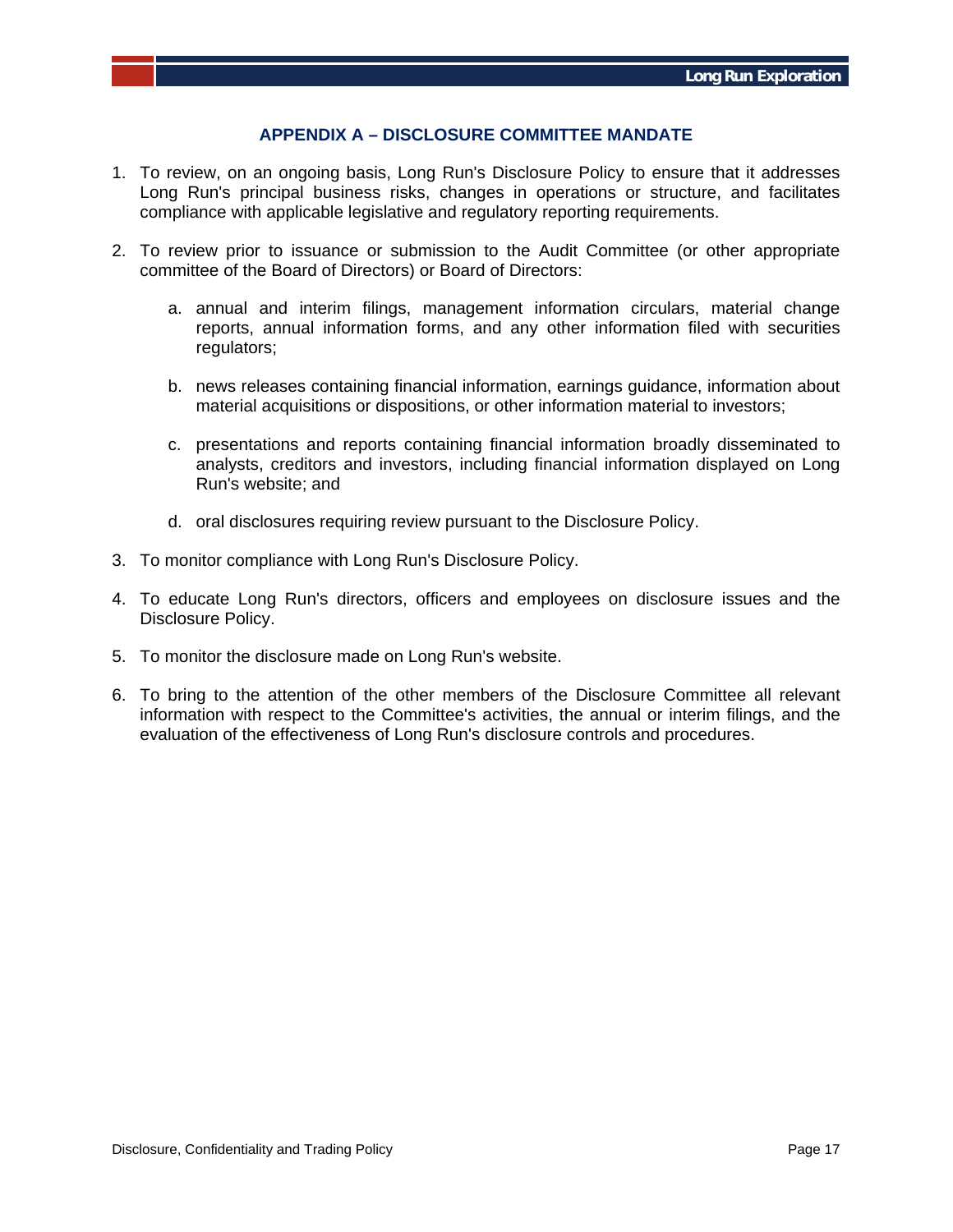## APPENDIX A – DISCLOSURE COMMITTEE MANDATE

1. To review, on an ongoing basis, Long Run's Disclosure Policy to ensure that it addresses Long Run's principal business risks, changes in operations or structure, and facilitates compliance with applicable legislative and regulatory reporting requirements.

2. To review prior to issuance or submission to the Audit Committee (or other appropriate committee of the Board of Directors) or Board of Directors:

   a. annual and interim filings, management information circulars, material change reports, annual information forms, and any other information filed with securities regulators;

   b. news releases containing financial information, earnings guidance, information about material acquisitions or dispositions, or other information material to investors;

   c. presentations and reports containing financial information broadly disseminated to analysts, creditors and investors, including financial information displayed on Long Run's website; and

   d. oral disclosures requiring review pursuant to the Disclosure Policy.

3. To monitor compliance with Long Run's Disclosure Policy.

4. To educate Long Run's directors, officers and employees on disclosure issues and the Disclosure Policy.

5. To monitor the disclosure made on Long Run's website.

6. To bring to the attention of the other members of the Disclosure Committee all relevant information with respect to the Committee's activities, the annual or interim filings, and the evaluation of the effectiveness of Long Run's disclosure controls and procedures.